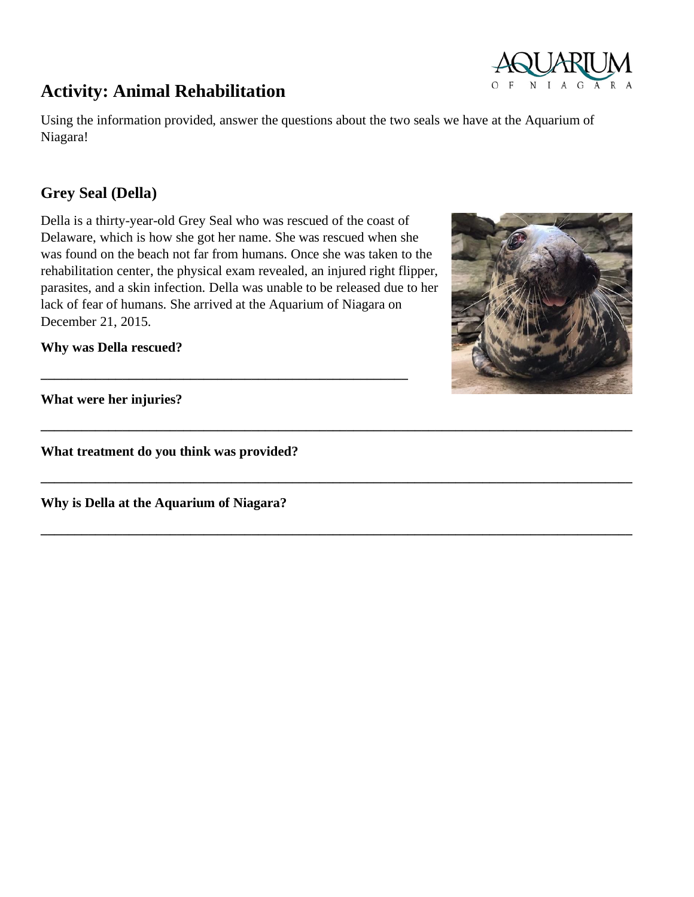# Activity: Animal Rehabilitation

Using the information provided, answer the questions about the two seals we have at the Aquarium of Niagara!

## Grey Seal (Della)

Della is a thirty-year-old Grey Seal who was rescued of the coast of Delaware, which is how she got her name. She was rescued when she was found on the beach not far from humans. Once she was taken to the rehabilitation center, the physical exam revealed, an injured right flipper, parasites, and a skin infection. Della was unable to be released due to her lack of fear of humans. She arrived at the Aquarium of Niagara on December 21, 2015.

**Why was Della rescued?**

______________________________________________________

**What were her injuries?**

______________________________________________________________________________________

**What treatment do you think was provided?**

______________________________________________________________________________________

**Why is Della at the Aquarium of Niagara?**

______________________________________________________________________________________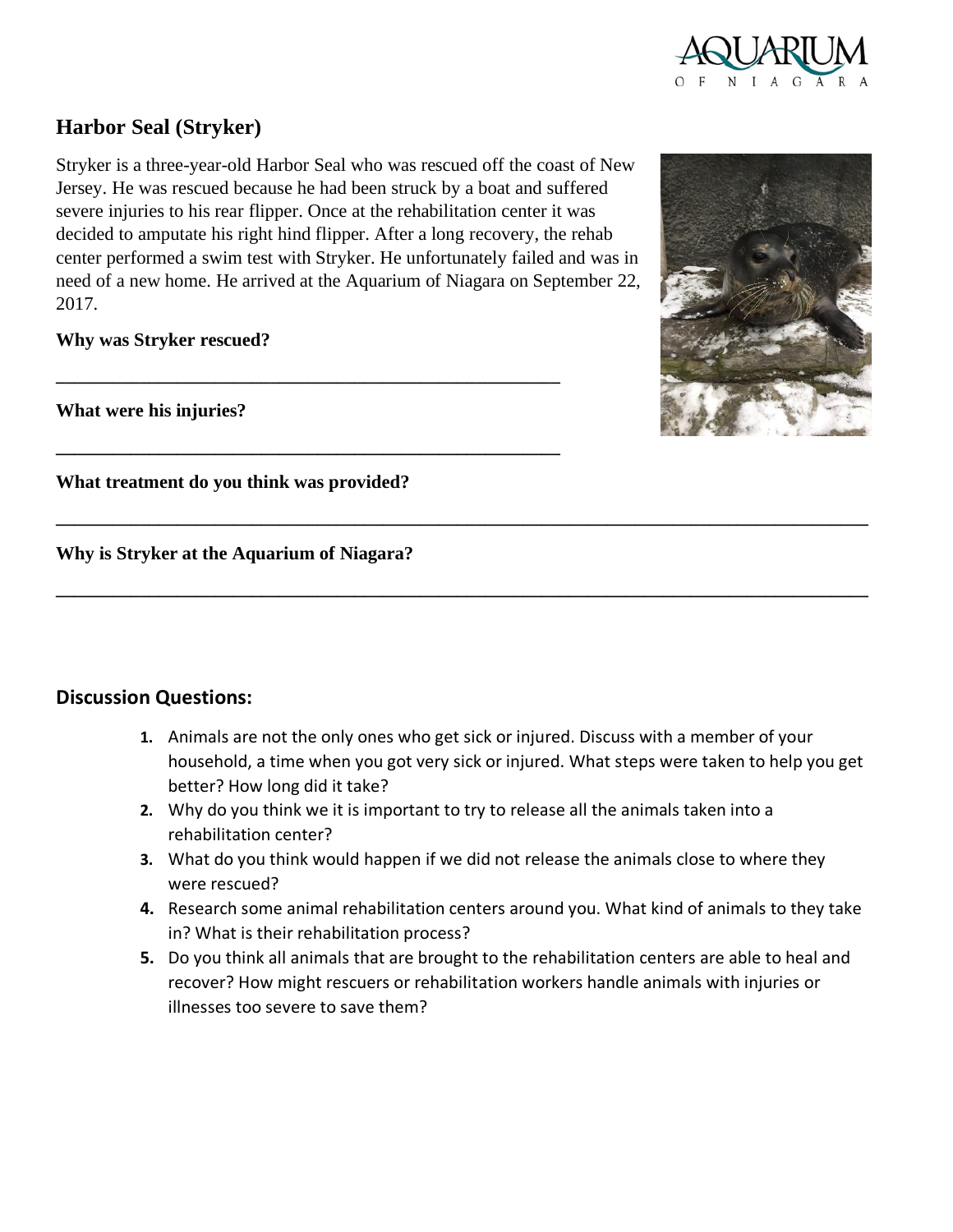## Harbor Seal (Stryker)

Stryker is a three-year-old Harbor Seal who was rescued off the coast of New Jersey. He was rescued because he had been struck by a boat and suffered severe injuries to his rear flipper. Once at the rehabilitation center it was decided to amputate his right hind flipper. After a long recovery, the rehab center performed a swim test with Stryker. He unfortunately failed and was in need of a new home. He arrived at the Aquarium of Niagara on September 22, 2017.

**Why was Stryker rescued?**

______________________________________________________

**What were his injuries?**

______________________________________________________

**What treatment do you think was provided?**

______________________________________________________________________________

**Why is Stryker at the Aquarium of Niagara?**

______________________________________________________________________________

## Discussion Questions:

1. Animals are not the only ones who get sick or injured. Discuss with a member of your household, a time when you got very sick or injured. What steps were taken to help you get better? How long did it take?
2. Why do you think we it is important to try to release all the animals taken into a rehabilitation center?
3. What do you think would happen if we did not release the animals close to where they were rescued?
4. Research some animal rehabilitation centers around you. What kind of animals to they take in? What is their rehabilitation process?
5. Do you think all animals that are brought to the rehabilitation centers are able to heal and recover? How might rescuers or rehabilitation workers handle animals with injuries or illnesses too severe to save them?